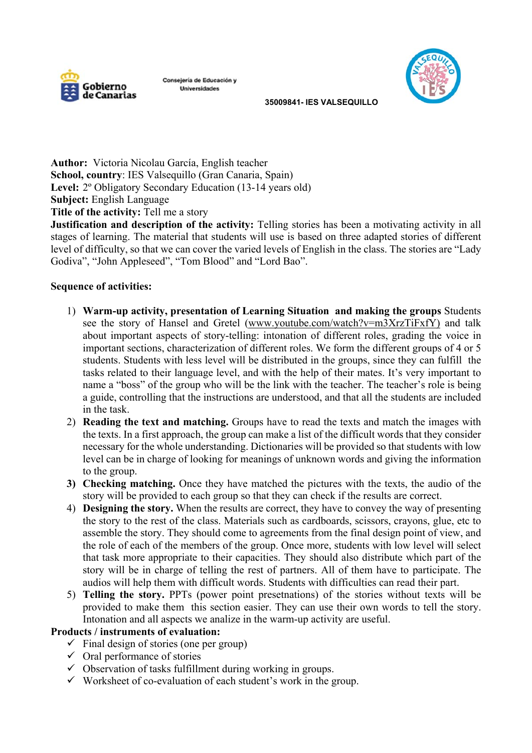Gobierno de Canarias

Consejería de Educación y Universidades

35009841- IES VALSEQUILLO

**Author:** Victoria Nicolau García, English teacher
**School, country**: IES Valsequillo (Gran Canaria, Spain)
**Level:** 2º Obligatory Secondary Education (13-14 years old)
**Subject:** English Language
**Title of the activity:** Tell me a story
**Justification and description of the activity:** Telling stories has been a motivating activity in all stages of learning. The material that students will use is based on three adapted stories of different level of difficulty, so that we can cover the varied levels of English in the class. The stories are "Lady Godiva", "John Appleseed", "Tom Blood" and "Lord Bao".

**Sequence of activities:**

1) **Warm-up activity, presentation of Learning Situation and making the groups** Students see the story of Hansel and Gretel (www.youtube.com/watch?v=m3XrzTiFxfY) and talk about important aspects of story-telling: intonation of different roles, grading the voice in important sections, characterization of different roles. We form the different groups of 4 or 5 students. Students with less level will be distributed in the groups, since they can fulfill the tasks related to their language level, and with the help of their mates. It's very important to name a "boss" of the group who will be the link with the teacher. The teacher's role is being a guide, controlling that the instructions are understood, and that all the students are included in the task.
2) **Reading the text and matching.** Groups have to read the texts and match the images with the texts. In a first approach, the group can make a list of the difficult words that they consider necessary for the whole understanding. Dictionaries will be provided so that students with low level can be in charge of looking for meanings of unknown words and giving the information to the group.
3) **Checking matching.** Once they have matched the pictures with the texts, the audio of the story will be provided to each group so that they can check if the results are correct.
4) **Designing the story.** When the results are correct, they have to convey the way of presenting the story to the rest of the class. Materials such as cardboards, scissors, crayons, glue, etc to assemble the story. They should come to agreements from the final design point of view, and the role of each of the members of the group. Once more, students with low level will select that task more appropriate to their capacities. They should also distribute which part of the story will be in charge of telling the rest of partners. All of them have to participate. The audios will help them with difficult words. Students with difficulties can read their part.
5) **Telling the story.** PPTs (power point presetnations) of the stories without texts will be provided to make them this section easier. They can use their own words to tell the story. Intonation and all aspects we analize in the warm-up activity are useful.

**Products / instruments of evaluation:**

- ✓ Final design of stories (one per group)
- ✓ Oral performance of stories
- ✓ Observation of tasks fulfillment during working in groups.
- ✓ Worksheet of co-evaluation of each student's work in the group.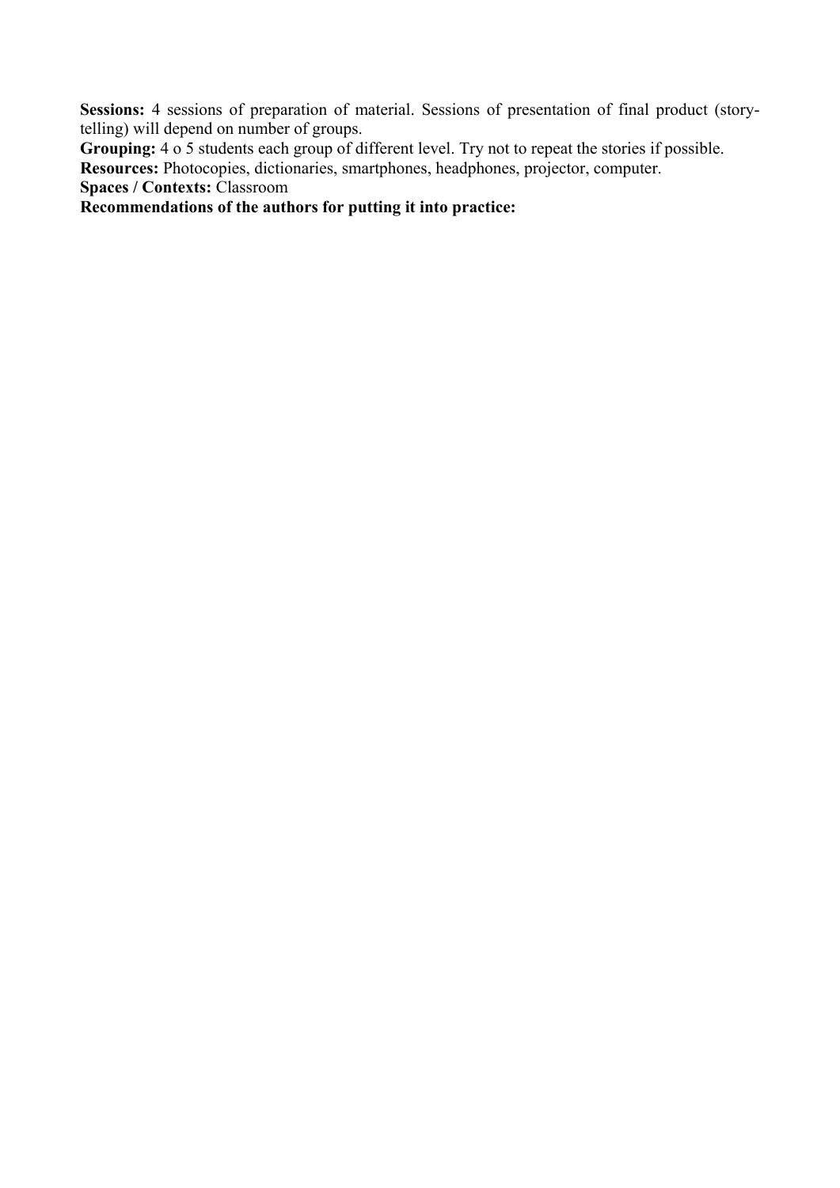**Sessions:** 4 sessions of preparation of material. Sessions of presentation of final product (story-telling) will depend on number of groups.

**Grouping:** 4 o 5 students each group of different level. Try not to repeat the stories if possible.

**Resources:** Photocopies, dictionaries, smartphones, headphones, projector, computer.

**Spaces / Contexts:** Classroom

**Recommendations of the authors for putting it into practice:**